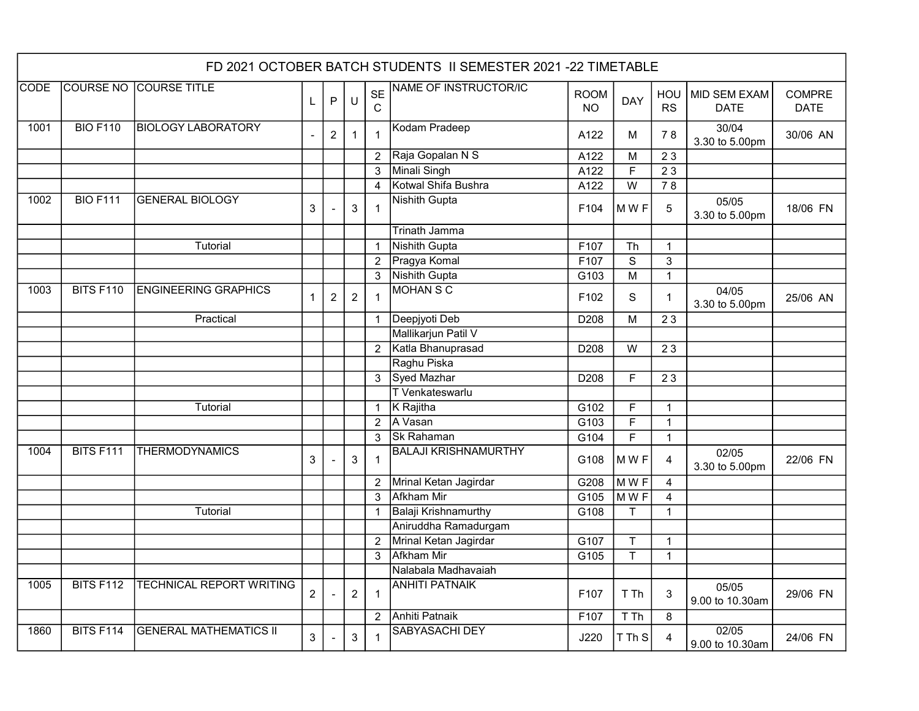| FD 2021 OCTOBER BATCH STUDENTS II SEMESTER 2021 -22 TIMETABLE | | | | | | | | | | | | | |
|---|---|---|---|---|---|---|---|---|---|---|---|---|---|
| CODE | COURSE NO | COURSE TITLE | L | P | U | SEC | NAME OF INSTRUCTOR/IC | ROOM NO | DAY | HOURS | MID SEM EXAM DATE | COMPRE DATE |
| 1001 | BIO F110 | BIOLOGY LABORATORY | - | 2 | 1 | 1 | Kodam Pradeep | A122 | M | 7 8 | 30/04 3.30 to 5.00pm | 30/06 AN |
| | | | | | | 2 | Raja Gopalan N S | A122 | M | 2 3 | | |
| | | | | | | 3 | Minali Singh | A122 | F | 2 3 | | |
| | | | | | | 4 | Kotwal Shifa Bushra | A122 | W | 7 8 | | |
| 1002 | BIO F111 | GENERAL BIOLOGY | 3 | - | 3 | 1 | Nishith Gupta | F104 | M W F | 5 | 05/05 3.30 to 5.00pm | 18/06 FN |
| | | | | | | | Trinath Jamma | | | | | |
| | | Tutorial | | | | 1 | Nishith Gupta | F107 | Th | 1 | | |
| | | | | | | 2 | Pragya Komal | F107 | S | 3 | | |
| | | | | | | 3 | Nishith Gupta | G103 | M | 1 | | |
| 1003 | BITS F110 | ENGINEERING GRAPHICS | 1 | 2 | 2 | 1 | MOHAN S C | F102 | S | 1 | 04/05 3.30 to 5.00pm | 25/06 AN |
| | | Practical | | | | 1 | Deepjyoti Deb | D208 | M | 2 3 | | |
| | | | | | | | Mallikarjun Patil V | | | | | |
| | | | | | | 2 | Katla Bhanuprasad | D208 | W | 2 3 | | |
| | | | | | | | Raghu Piska | | | | | |
| | | | | | | 3 | Syed Mazhar | D208 | F | 2 3 | | |
| | | | | | | | T Venkateswarlu | | | | | |
| | | Tutorial | | | | 1 | K Rajitha | G102 | F | 1 | | |
| | | | | | | 2 | A Vasan | G103 | F | 1 | | |
| | | | | | | 3 | Sk Rahaman | G104 | F | 1 | | |
| 1004 | BITS F111 | THERMODYNAMICS | 3 | - | 3 | 1 | BALAJI KRISHNAMURTHY | G108 | M W F | 4 | 02/05 3.30 to 5.00pm | 22/06 FN |
| | | | | | | 2 | Mrinal Ketan Jagirdar | G208 | M W F | 4 | | |
| | | | | | | 3 | Afkham Mir | G105 | M W F | 4 | | |
| | | Tutorial | | | | 1 | Balaji Krishnamurthy | G108 | T | 1 | | |
| | | | | | | | Aniruddha Ramadurgam | | | | | |
| | | | | | | 2 | Mrinal Ketan Jagirdar | G107 | T | 1 | | |
| | | | | | | 3 | Afkham Mir | G105 | T | 1 | | |
| | | | | | | | Nalabala Madhavaiah | | | | | |
| 1005 | BITS F112 | TECHNICAL REPORT WRITING | 2 | - | 2 | 1 | ANHITI PATNAIK | F107 | T Th | 3 | 05/05 9.00 to 10.30am | 29/06 FN |
| | | | | | | 2 | Anhiti Patnaik | F107 | T Th | 8 | | |
| 1860 | BITS F114 | GENERAL MATHEMATICS II | 3 | - | 3 | 1 | SABYASACHI DEY | J220 | T Th S | 4 | 02/05 9.00 to 10.30am | 24/06 FN |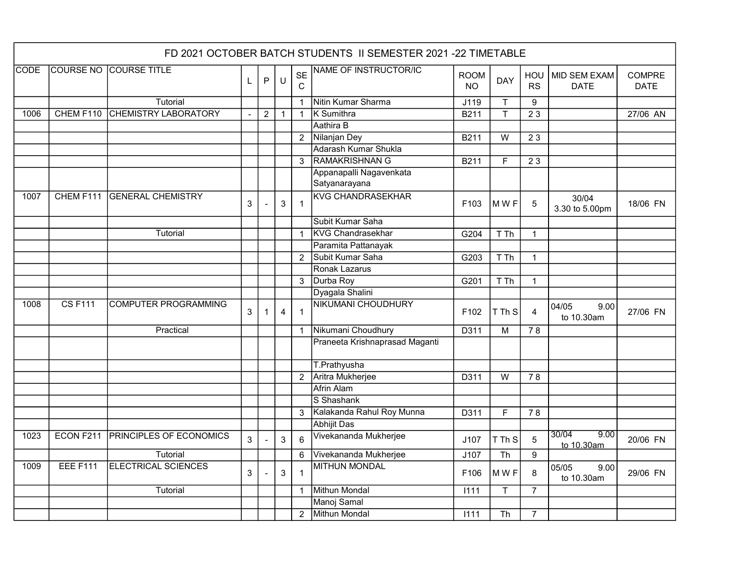# FD 2021 OCTOBER BATCH STUDENTS II SEMESTER 2021 -22 TIMETABLE

| CODE | COURSE NO | COURSE TITLE | L | P | U | SEC | NAME OF INSTRUCTOR/IC | ROOM NO | DAY | HOURS | MID SEM EXAM DATE | COMPRE DATE |
|---|---|---|---|---|---|---|---|---|---|---|---|---|
| | | Tutorial | | | | 1 | Nitin Kumar Sharma | J119 | T | 9 | | |
| 1006 | CHEM F110 | CHEMISTRY LABORATORY | - | 2 | 1 | 1 | K Sumithra | B211 | T | 2 3 | | 27/06 AN |
| | | | | | | | Aathira B | | | | | |
| | | | | | | 2 | Nilanjan Dey | B211 | W | 2 3 | | |
| | | | | | | | Adarash Kumar Shukla | | | | | |
| | | | | | | 3 | RAMAKRISHNAN G | B211 | F | 2 3 | | |
| | | | | | | | Appanapalli Nagavenkata Satyanarayana | | | | | |
| 1007 | CHEM F111 | GENERAL CHEMISTRY | 3 | - | 3 | 1 | KVG CHANDRASEKHAR | F103 | M W F | 5 | 30/04 3.30 to 5.00pm | 18/06 FN |
| | | | | | | | Subit Kumar Saha | | | | | |
| | | Tutorial | | | | 1 | KVG Chandrasekhar | G204 | T Th | 1 | | |
| | | | | | | | Paramita Pattanayak | | | | | |
| | | | | | | 2 | Subit Kumar Saha | G203 | T Th | 1 | | |
| | | | | | | | Ronak Lazarus | | | | | |
| | | | | | | 3 | Durba Roy | G201 | T Th | 1 | | |
| | | | | | | | Dyagala Shalini | | | | | |
| 1008 | CS F111 | COMPUTER PROGRAMMING | 3 | 1 | 4 | 1 | NIKUMANI CHOUDHURY | F102 | T Th S | 4 | 04/05 9.00 to 10.30am | 27/06 FN |
| | | Practical | | | | 1 | Nikumani Choudhury | D311 | M | 7 8 | | |
| | | | | | | | Praneeta Krishnaprasad Maganti | | | | | |
| | | | | | | | T.Prathyusha | | | | | |
| | | | | | | 2 | Aritra Mukherjee | D311 | W | 7 8 | | |
| | | | | | | | Afrin Alam | | | | | |
| | | | | | | | S Shashank | | | | | |
| | | | | | | 3 | Kalakanda Rahul Roy Munna | D311 | F | 7 8 | | |
| | | | | | | | Abhijit Das | | | | | |
| 1023 | ECON F211 | PRINCIPLES OF ECONOMICS | 3 | - | 3 | 6 | Vivekananda Mukherjee | J107 | T Th S | 5 | 30/04 9.00 to 10.30am | 20/06 FN |
| | | Tutorial | | | | 6 | Vivekananda Mukherjee | J107 | Th | 9 | | |
| 1009 | EEE F111 | ELECTRICAL SCIENCES | 3 | - | 3 | 1 | MITHUN MONDAL | F106 | M W F | 8 | 05/05 9.00 to 10.30am | 29/06 FN |
| | | Tutorial | | | | 1 | Mithun Mondal | I111 | T | 7 | | |
| | | | | | | | Manoj Samal | | | | | |
| | | | | | | 2 | Mithun Mondal | I111 | Th | 7 | | |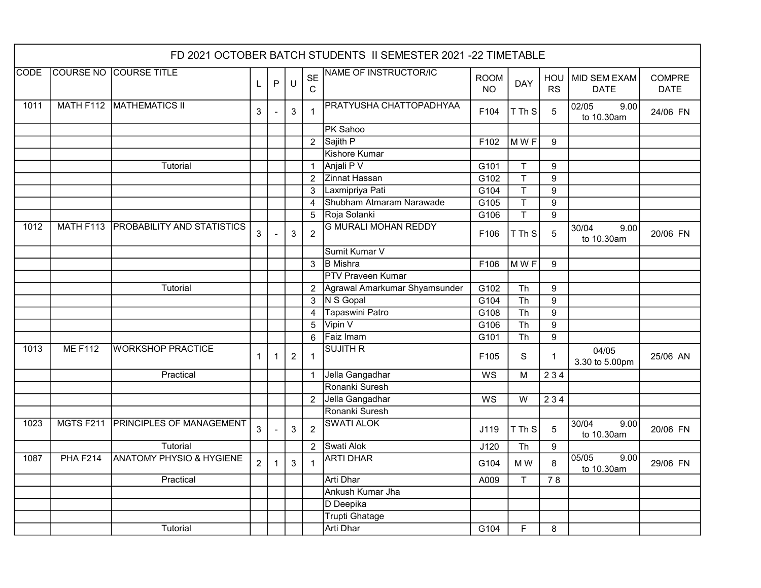# FD 2021 OCTOBER BATCH STUDENTS II SEMESTER 2021 -22 TIMETABLE

| CODE | COURSE NO | COURSE TITLE | L | P | U | SEC | NAME OF INSTRUCTOR/IC | ROOM NO | DAY | HOURS | MID SEM EXAM DATE | COMPRE DATE |
|---|---|---|---|---|---|---|---|---|---|---|---|---|
| 1011 | MATH F112 | MATHEMATICS II | 3 | - | 3 | 1 | PRATYUSHA CHATTOPADHYAA | F104 | T Th S | 5 | 02/05 9.00 to 10.30am | 24/06 FN |
| | | | | | | | PK Sahoo | | | | | |
| | | | | | | 2 | Sajith P | F102 | M W F | 9 | | |
| | | | | | | | Kishore Kumar | | | | | |
| | | Tutorial | | | | 1 | Anjali P V | G101 | T | 9 | | |
| | | | | | | 2 | Zinnat Hassan | G102 | T | 9 | | |
| | | | | | | 3 | Laxmipriya Pati | G104 | T | 9 | | |
| | | | | | | 4 | Shubham Atmaram Narawade | G105 | T | 9 | | |
| | | | | | | 5 | Roja Solanki | G106 | T | 9 | | |
| 1012 | MATH F113 | PROBABILITY AND STATISTICS | 3 | - | 3 | 2 | G MURALI MOHAN REDDY | F106 | T Th S | 5 | 30/04 9.00 to 10.30am | 20/06 FN |
| | | | | | | | Sumit Kumar V | | | | | |
| | | | | | | 3 | B Mishra | F106 | M W F | 9 | | |
| | | | | | | | PTV Praveen Kumar | | | | | |
| | | Tutorial | | | | 2 | Agrawal Amarkumar Shyamsunder | G102 | Th | 9 | | |
| | | | | | | 3 | N S Gopal | G104 | Th | 9 | | |
| | | | | | | 4 | Tapaswini Patro | G108 | Th | 9 | | |
| | | | | | | 5 | Vipin V | G106 | Th | 9 | | |
| | | | | | | 6 | Faiz Imam | G101 | Th | 9 | | |
| 1013 | ME F112 | WORKSHOP PRACTICE | 1 | 1 | 2 | 1 | SUJITH R | F105 | S | 1 | 04/05 3.30 to 5.00pm | 25/06 AN |
| | | Practical | | | | 1 | Jella Gangadhar | WS | M | 2 3 4 | | |
| | | | | | | | Ronanki Suresh | | | | | |
| | | | | | | 2 | Jella Gangadhar | WS | W | 2 3 4 | | |
| | | | | | | | Ronanki Suresh | | | | | |
| 1023 | MGTS F211 | PRINCIPLES OF MANAGEMENT | 3 | - | 3 | 2 | SWATI ALOK | J119 | T Th S | 5 | 30/04 9.00 to 10.30am | 20/06 FN |
| | | Tutorial | | | | 2 | Swati Alok | J120 | Th | 9 | | |
| 1087 | PHA F214 | ANATOMY PHYSIO & HYGIENE | 2 | 1 | 3 | 1 | ARTI DHAR | G104 | M W | 8 | 05/05 9.00 to 10.30am | 29/06 FN |
| | | Practical | | | | | Arti Dhar | A009 | T | 7 8 | | |
| | | | | | | | Ankush Kumar Jha | | | | | |
| | | | | | | | D Deepika | | | | | |
| | | | | | | | Trupti Ghatage | | | | | |
| | | Tutorial | | | | | Arti Dhar | G104 | F | 8 | | |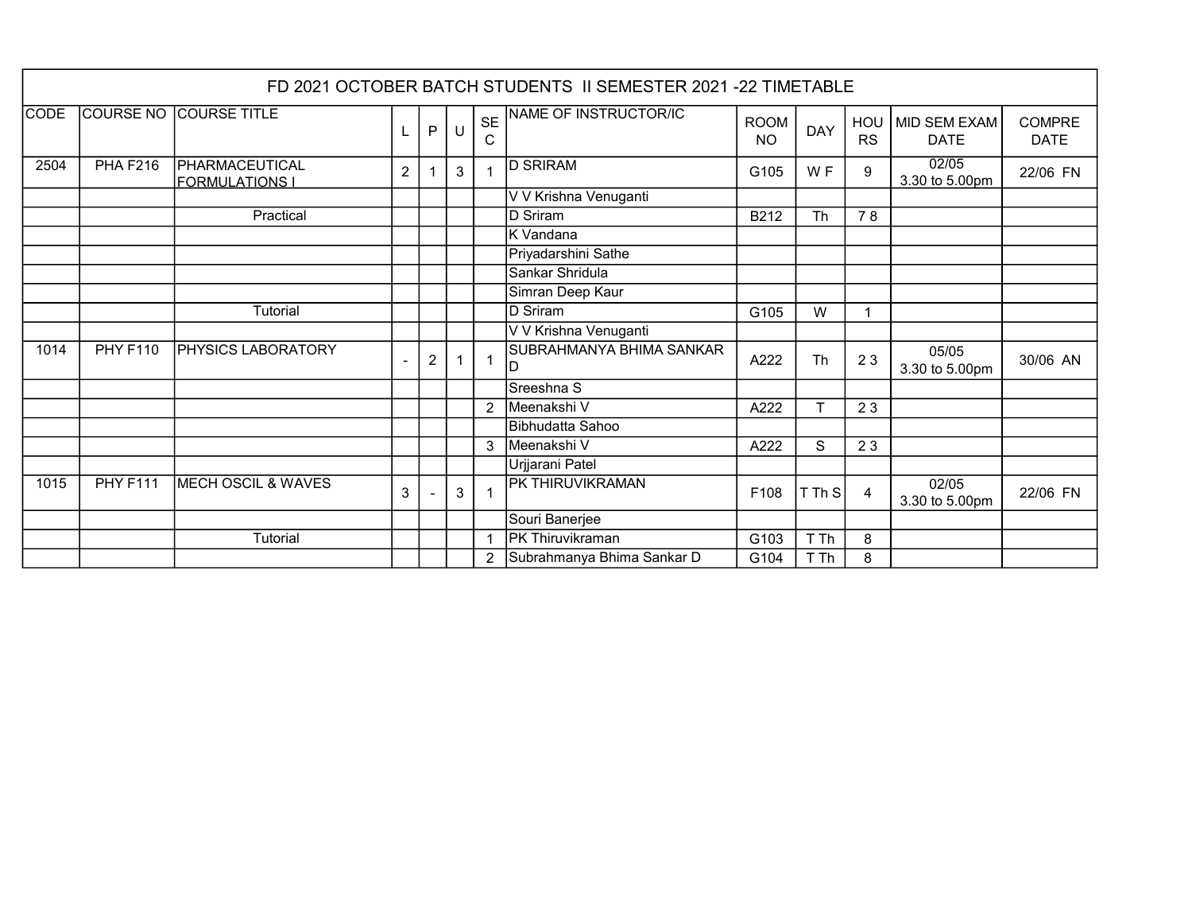# FD 2021 OCTOBER BATCH STUDENTS II SEMESTER 2021 -22 TIMETABLE

| CODE | COURSE NO | COURSE TITLE | L | P | U | SEC | NAME OF INSTRUCTOR/IC | ROOM NO | DAY | HOURS | MID SEM EXAM DATE | COMPRE DATE |
|---|---|---|---|---|---|---|---|---|---|---|---|---|
| 2504 | PHA F216 | PHARMACEUTICAL FORMULATIONS I | 2 | 1 | 3 | 1 | D SRIRAM | G105 | W F | 9 | 02/05 3.30 to 5.00pm | 22/06 FN |
| | | | | | | | V V Krishna Venuganti | | | | | |
| | | Practical | | | | | D Sriram | B212 | Th | 7 8 | | |
| | | | | | | | K Vandana | | | | | |
| | | | | | | | Priyadarshini Sathe | | | | | |
| | | | | | | | Sankar Shridula | | | | | |
| | | | | | | | Simran Deep Kaur | | | | | |
| | | Tutorial | | | | | D Sriram | G105 | W | 1 | | |
| | | | | | | | V V Krishna Venuganti | | | | | |
| 1014 | PHY F110 | PHYSICS LABORATORY | - | 2 | 1 | 1 | SUBRAHMANYA BHIMA SANKAR D | A222 | Th | 2 3 | 05/05 3.30 to 5.00pm | 30/06 AN |
| | | | | | | | Sreeshna S | | | | | |
| | | | | | | 2 | Meenakshi V | A222 | T | 2 3 | | |
| | | | | | | | Bibhudatta Sahoo | | | | | |
| | | | | | | 3 | Meenakshi V | A222 | S | 2 3 | | |
| | | | | | | | Urjjarani Patel | | | | | |
| 1015 | PHY F111 | MECH OSCIL & WAVES | 3 | - | 3 | 1 | PK THIRUVIKRAMAN | F108 | T Th S | 4 | 02/05 3.30 to 5.00pm | 22/06 FN |
| | | | | | | | Souri Banerjee | | | | | |
| | | Tutorial | | | | 1 | PK Thiruvikraman | G103 | T Th | 8 | | |
| | | | | | | 2 | Subrahmanya Bhima Sankar D | G104 | T Th | 8 | | |